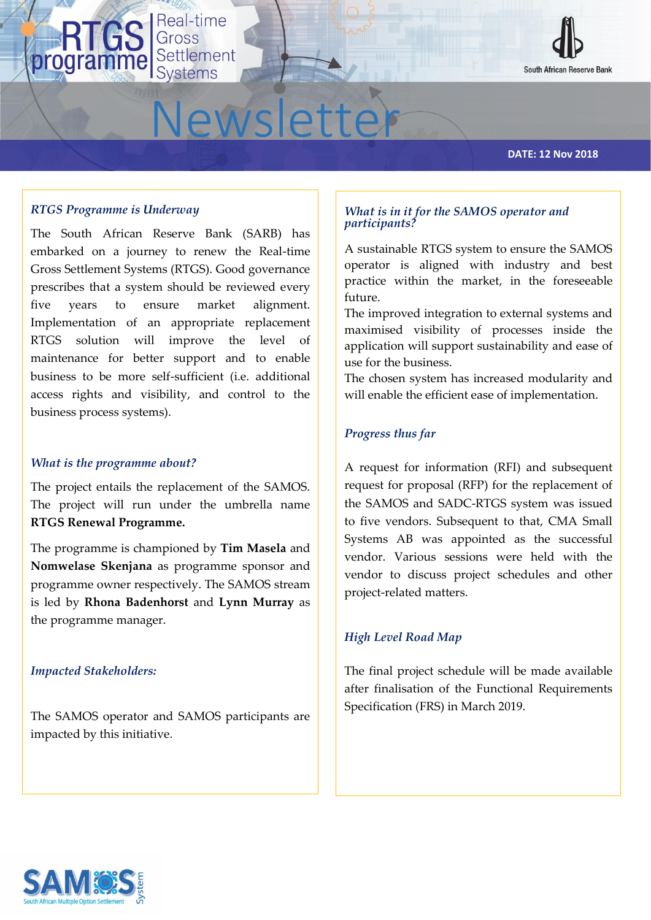# RTGS programme — Real-time Gross Settlement Systems

South African Reserve Bank

# Newsletter

**DATE: 12 Nov 2018**

### *RTGS Programme is Underway*

The South African Reserve Bank (SARB) has embarked on a journey to renew the Real-time Gross Settlement Systems (RTGS). Good governance prescribes that a system should be reviewed every five years to ensure market alignment. Implementation of an appropriate replacement RTGS solution will improve the level of maintenance for better support and to enable business to be more self-sufficient (i.e. additional access rights and visibility, and control to the business process systems).

### *What is the programme about?*

The project entails the replacement of the SAMOS. The project will run under the umbrella name **RTGS Renewal Programme.**

The programme is championed by **Tim Masela** and **Nomwelase Skenjana** as programme sponsor and programme owner respectively. The SAMOS stream is led by **Rhona Badenhorst** and **Lynn Murray** as the programme manager.

### *Impacted Stakeholders:*

The SAMOS operator and SAMOS participants are impacted by this initiative.

### *What is in it for the SAMOS operator and participants?*

A sustainable RTGS system to ensure the SAMOS operator is aligned with industry and best practice within the market, in the foreseeable future.

The improved integration to external systems and maximised visibility of processes inside the application will support sustainability and ease of use for the business.

The chosen system has increased modularity and will enable the efficient ease of implementation.

### *Progress thus far*

A request for information (RFI) and subsequent request for proposal (RFP) for the replacement of the SAMOS and SADC-RTGS system was issued to five vendors. Subsequent to that, CMA Small Systems AB was appointed as the successful vendor. Various sessions were held with the vendor to discuss project schedules and other project-related matters.

### *High Level Road Map*

The final project schedule will be made available after finalisation of the Functional Requirements Specification (FRS) in March 2019.

SAMOS System — South African Multiple Option Settlement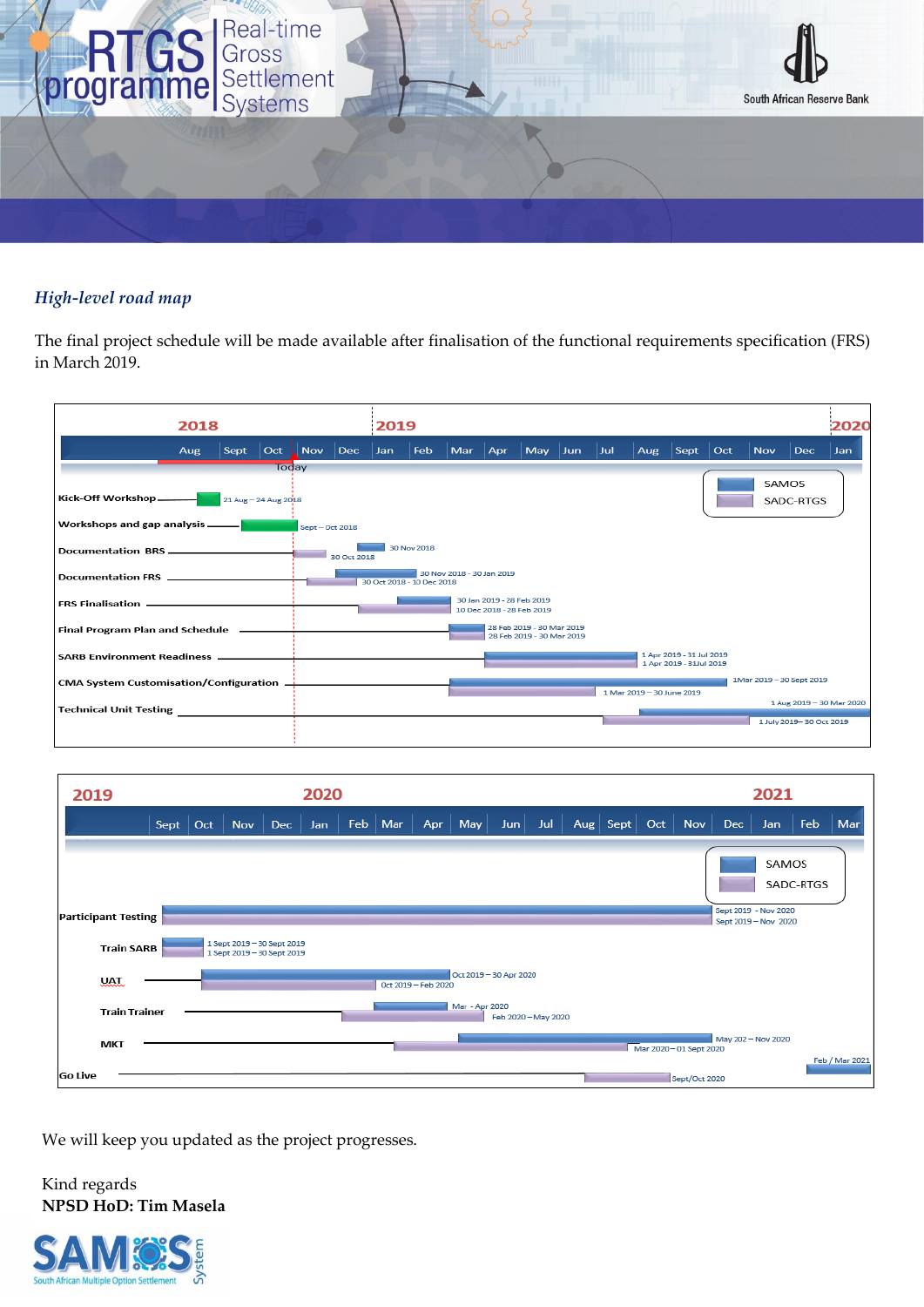*High-level road map*

The final project schedule will be made available after finalisation of the functional requirements specification (FRS) in March 2019.

2018 | 2019 | 2020

Aug Sept Oct Nov Dec Jan Feb Mar Apr May Jun Jul Aug Sept Oct Nov Dec Jan

Today

SAMOS
SADC-RTGS

Kick-Off Workshop — 21 Aug – 24 Aug 2018

Workshops and gap analysis — Sept – Oct 2018

Documentation BRS — 30 Nov 2018 / 30 Oct 2018

Documentation FRS — 30 Nov 2018 - 30 Jan 2019 / 30 Oct 2018 - 10 Dec 2018

FRS Finalisation — 30 Jan 2019 - 28 Feb 2019 / 10 Dec 2018 - 28 Feb 2019

Final Program Plan and Schedule — 28 Feb 2019 - 30 Mar 2019 / 28 Feb 2019 - 30 Mar 2019

SARB Environment Readiness — 1 Apr 2019 - 31 Jul 2019 / 1 Apr 2019 - 31Jul 2019

CMA System Customisation/Configuration — 1Mar 2019 – 30 Sept 2019 / 1 Mar 2019 – 30 June 2019

Technical Unit Testing — 1 Aug 2019 – 30 Mar 2020 / 1 July 2019– 30 Oct 2019

2019 | 2020 | 2021

Sept Oct Nov Dec Jan Feb Mar Apr May Jun Jul Aug Sept Oct Nov Dec Jan Feb Mar

SAMOS
SADC-RTGS

Participant Testing — Sept 2019 - Nov 2020 / Sept 2019 – Nov 2020

Train SARB — 1 Sept 2019 – 30 Sept 2019 / 1 Sept 2019 – 30 Sept 2019

UAT — Oct 2019 – 30 Apr 2020 / Oct 2019 – Feb 2020

Train Trainer — Mar - Apr 2020 / Feb 2020 – May 2020

MKT — May 202 – Nov 2020 / Mar 2020 – 01 Sept 2020

Go Live — Feb / Mar 2021 / Sept/Oct 2020

We will keep you updated as the project progresses.

Kind regards
**NPSD HoD: Tim Masela**